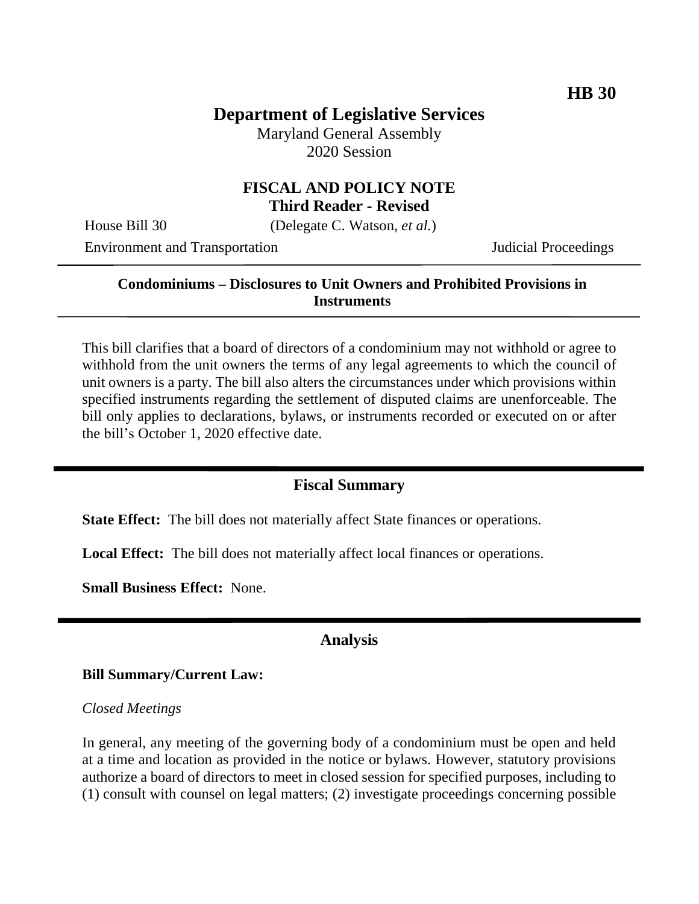**HB 30**

# Department of Legislative Services

Maryland General Assembly
2020 Session

## FISCAL AND POLICY NOTE
**Third Reader - Revised**

House Bill 30 (Delegate C. Watson, *et al.*)

Environment and Transportation Judicial Proceedings

---

**Condominiums – Disclosures to Unit Owners and Prohibited Provisions in Instruments**

---

This bill clarifies that a board of directors of a condominium may not withhold or agree to withhold from the unit owners the terms of any legal agreements to which the council of unit owners is a party. The bill also alters the circumstances under which provisions within specified instruments regarding the settlement of disputed claims are unenforceable. The bill only applies to declarations, bylaws, or instruments recorded or executed on or after the bill's October 1, 2020 effective date.

---

## Fiscal Summary

**State Effect:** The bill does not materially affect State finances or operations.

**Local Effect:** The bill does not materially affect local finances or operations.

**Small Business Effect:** None.

---

## Analysis

**Bill Summary/Current Law:**

*Closed Meetings*

In general, any meeting of the governing body of a condominium must be open and held at a time and location as provided in the notice or bylaws. However, statutory provisions authorize a board of directors to meet in closed session for specified purposes, including to (1) consult with counsel on legal matters; (2) investigate proceedings concerning possible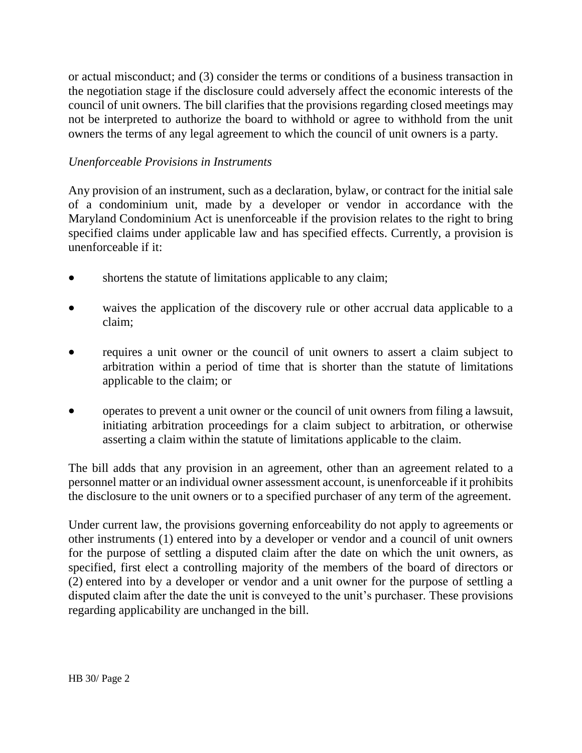or actual misconduct; and (3) consider the terms or conditions of a business transaction in the negotiation stage if the disclosure could adversely affect the economic interests of the council of unit owners. The bill clarifies that the provisions regarding closed meetings may not be interpreted to authorize the board to withhold or agree to withhold from the unit owners the terms of any legal agreement to which the council of unit owners is a party.

*Unenforceable Provisions in Instruments*

Any provision of an instrument, such as a declaration, bylaw, or contract for the initial sale of a condominium unit, made by a developer or vendor in accordance with the Maryland Condominium Act is unenforceable if the provision relates to the right to bring specified claims under applicable law and has specified effects. Currently, a provision is unenforceable if it:

- shortens the statute of limitations applicable to any claim;
- waives the application of the discovery rule or other accrual data applicable to a claim;
- requires a unit owner or the council of unit owners to assert a claim subject to arbitration within a period of time that is shorter than the statute of limitations applicable to the claim; or
- operates to prevent a unit owner or the council of unit owners from filing a lawsuit, initiating arbitration proceedings for a claim subject to arbitration, or otherwise asserting a claim within the statute of limitations applicable to the claim.

The bill adds that any provision in an agreement, other than an agreement related to a personnel matter or an individual owner assessment account, is unenforceable if it prohibits the disclosure to the unit owners or to a specified purchaser of any term of the agreement.

Under current law, the provisions governing enforceability do not apply to agreements or other instruments (1) entered into by a developer or vendor and a council of unit owners for the purpose of settling a disputed claim after the date on which the unit owners, as specified, first elect a controlling majority of the members of the board of directors or (2) entered into by a developer or vendor and a unit owner for the purpose of settling a disputed claim after the date the unit is conveyed to the unit's purchaser. These provisions regarding applicability are unchanged in the bill.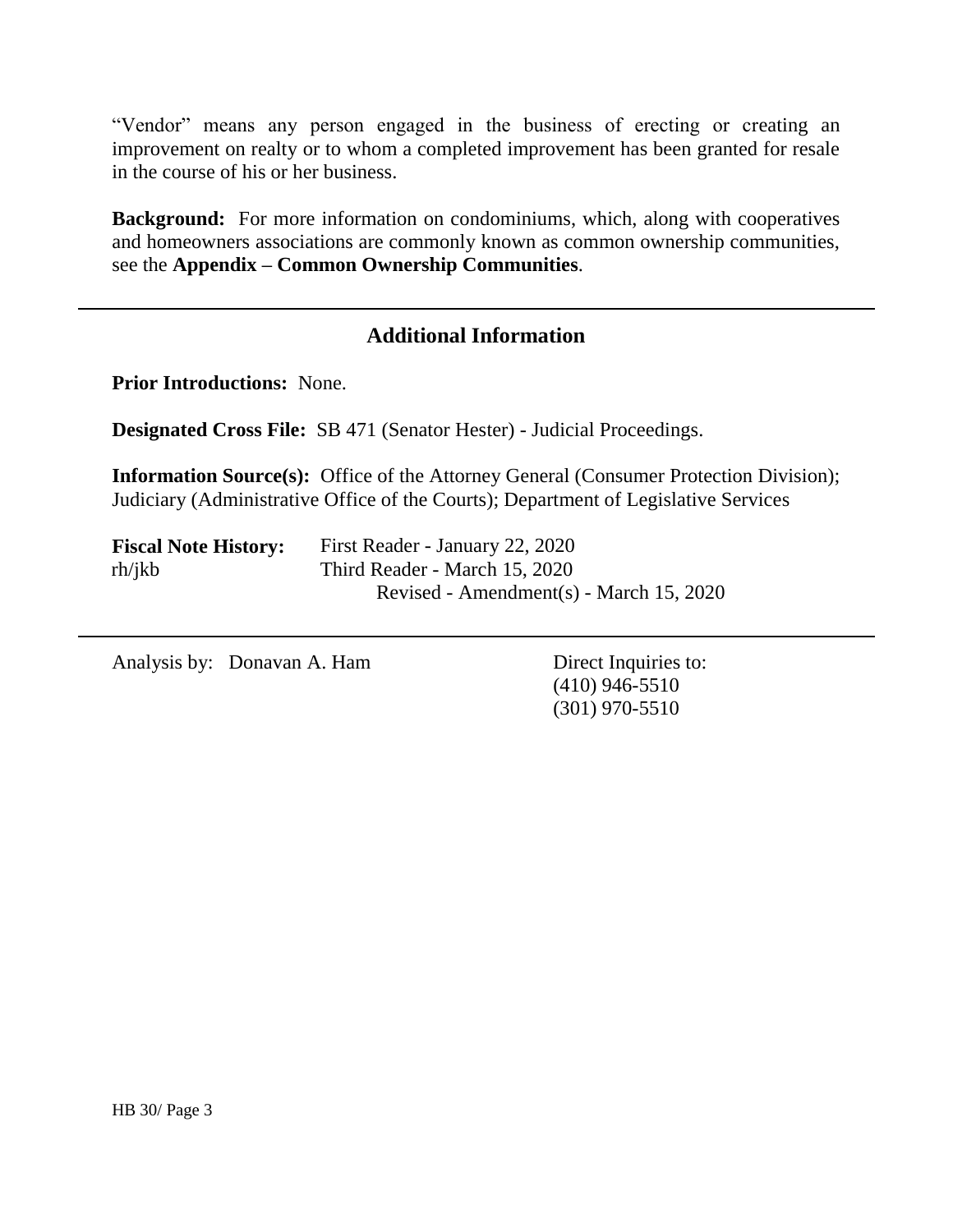"Vendor" means any person engaged in the business of erecting or creating an improvement on realty or to whom a completed improvement has been granted for resale in the course of his or her business.

**Background:** For more information on condominiums, which, along with cooperatives and homeowners associations are commonly known as common ownership communities, see the **Appendix – Common Ownership Communities**.

---

## Additional Information

**Prior Introductions:** None.

**Designated Cross File:** SB 471 (Senator Hester) - Judicial Proceedings.

**Information Source(s):** Office of the Attorney General (Consumer Protection Division); Judiciary (Administrative Office of the Courts); Department of Legislative Services

**Fiscal Note History:** First Reader - January 22, 2020
rh/jkb Third Reader - March 15, 2020
Revised - Amendment(s) - March 15, 2020

---

Analysis by: Donavan A. Ham

Direct Inquiries to:
(410) 946-5510
(301) 970-5510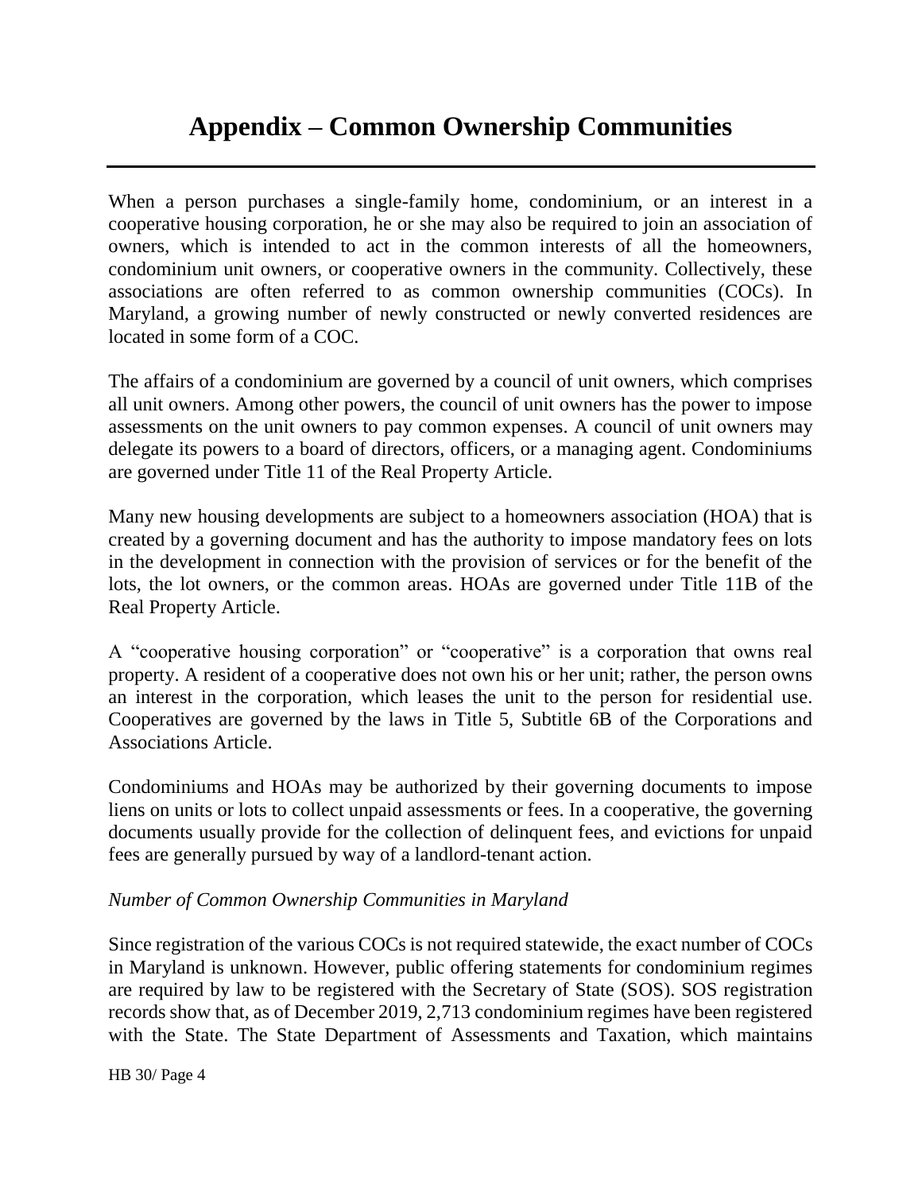# Appendix – Common Ownership Communities

When a person purchases a single-family home, condominium, or an interest in a cooperative housing corporation, he or she may also be required to join an association of owners, which is intended to act in the common interests of all the homeowners, condominium unit owners, or cooperative owners in the community. Collectively, these associations are often referred to as common ownership communities (COCs). In Maryland, a growing number of newly constructed or newly converted residences are located in some form of a COC.

The affairs of a condominium are governed by a council of unit owners, which comprises all unit owners. Among other powers, the council of unit owners has the power to impose assessments on the unit owners to pay common expenses. A council of unit owners may delegate its powers to a board of directors, officers, or a managing agent. Condominiums are governed under Title 11 of the Real Property Article.

Many new housing developments are subject to a homeowners association (HOA) that is created by a governing document and has the authority to impose mandatory fees on lots in the development in connection with the provision of services or for the benefit of the lots, the lot owners, or the common areas. HOAs are governed under Title 11B of the Real Property Article.

A "cooperative housing corporation" or "cooperative" is a corporation that owns real property. A resident of a cooperative does not own his or her unit; rather, the person owns an interest in the corporation, which leases the unit to the person for residential use. Cooperatives are governed by the laws in Title 5, Subtitle 6B of the Corporations and Associations Article.

Condominiums and HOAs may be authorized by their governing documents to impose liens on units or lots to collect unpaid assessments or fees. In a cooperative, the governing documents usually provide for the collection of delinquent fees, and evictions for unpaid fees are generally pursued by way of a landlord-tenant action.

*Number of Common Ownership Communities in Maryland*

Since registration of the various COCs is not required statewide, the exact number of COCs in Maryland is unknown. However, public offering statements for condominium regimes are required by law to be registered with the Secretary of State (SOS). SOS registration records show that, as of December 2019, 2,713 condominium regimes have been registered with the State. The State Department of Assessments and Taxation, which maintains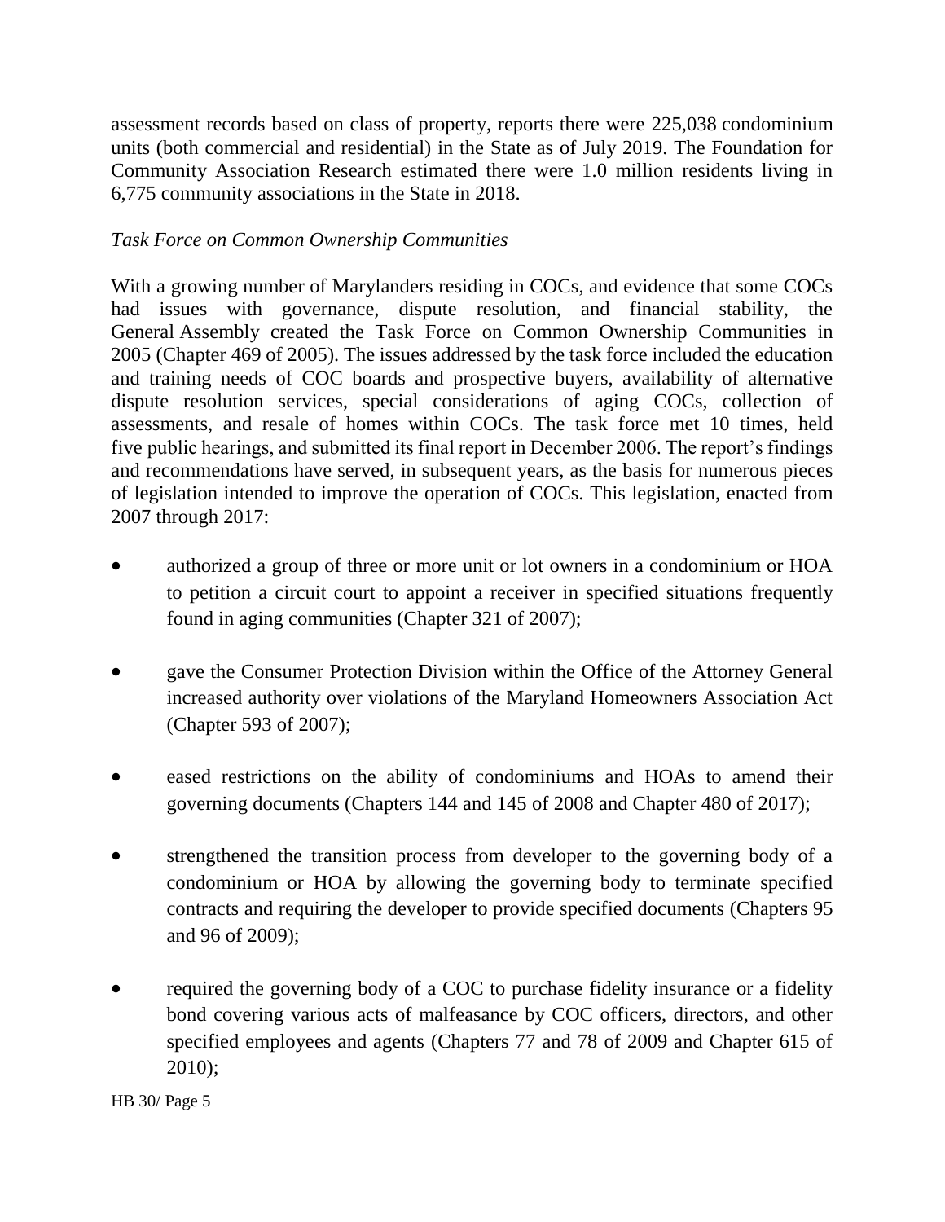assessment records based on class of property, reports there were 225,038 condominium units (both commercial and residential) in the State as of July 2019. The Foundation for Community Association Research estimated there were 1.0 million residents living in 6,775 community associations in the State in 2018.

*Task Force on Common Ownership Communities*

With a growing number of Marylanders residing in COCs, and evidence that some COCs had issues with governance, dispute resolution, and financial stability, the General Assembly created the Task Force on Common Ownership Communities in 2005 (Chapter 469 of 2005). The issues addressed by the task force included the education and training needs of COC boards and prospective buyers, availability of alternative dispute resolution services, special considerations of aging COCs, collection of assessments, and resale of homes within COCs. The task force met 10 times, held five public hearings, and submitted its final report in December 2006. The report's findings and recommendations have served, in subsequent years, as the basis for numerous pieces of legislation intended to improve the operation of COCs. This legislation, enacted from 2007 through 2017:

- authorized a group of three or more unit or lot owners in a condominium or HOA to petition a circuit court to appoint a receiver in specified situations frequently found in aging communities (Chapter 321 of 2007);
- gave the Consumer Protection Division within the Office of the Attorney General increased authority over violations of the Maryland Homeowners Association Act (Chapter 593 of 2007);
- eased restrictions on the ability of condominiums and HOAs to amend their governing documents (Chapters 144 and 145 of 2008 and Chapter 480 of 2017);
- strengthened the transition process from developer to the governing body of a condominium or HOA by allowing the governing body to terminate specified contracts and requiring the developer to provide specified documents (Chapters 95 and 96 of 2009);
- required the governing body of a COC to purchase fidelity insurance or a fidelity bond covering various acts of malfeasance by COC officers, directors, and other specified employees and agents (Chapters 77 and 78 of 2009 and Chapter 615 of 2010);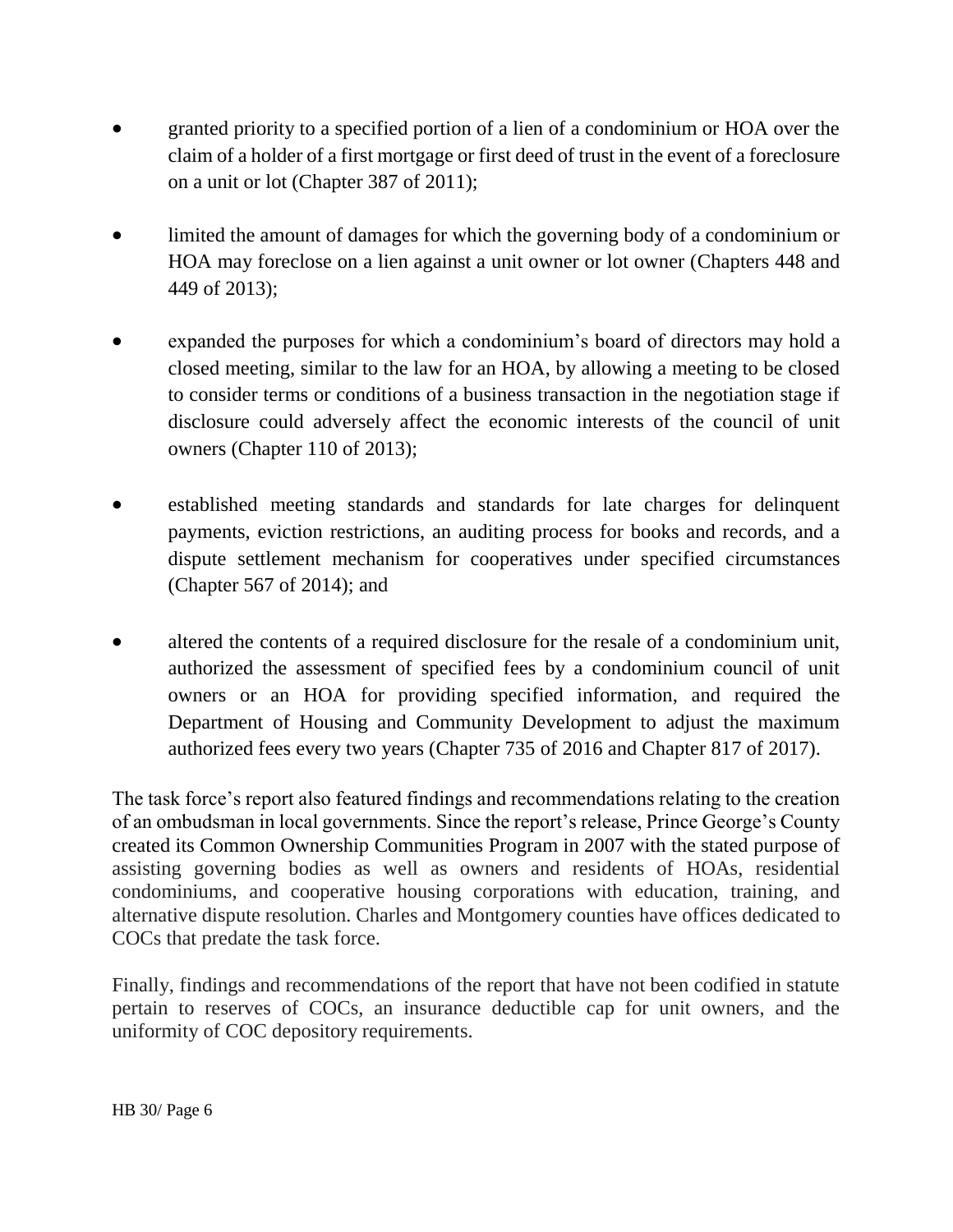- granted priority to a specified portion of a lien of a condominium or HOA over the claim of a holder of a first mortgage or first deed of trust in the event of a foreclosure on a unit or lot (Chapter 387 of 2011);
- limited the amount of damages for which the governing body of a condominium or HOA may foreclose on a lien against a unit owner or lot owner (Chapters 448 and 449 of 2013);
- expanded the purposes for which a condominium's board of directors may hold a closed meeting, similar to the law for an HOA, by allowing a meeting to be closed to consider terms or conditions of a business transaction in the negotiation stage if disclosure could adversely affect the economic interests of the council of unit owners (Chapter 110 of 2013);
- established meeting standards and standards for late charges for delinquent payments, eviction restrictions, an auditing process for books and records, and a dispute settlement mechanism for cooperatives under specified circumstances (Chapter 567 of 2014); and
- altered the contents of a required disclosure for the resale of a condominium unit, authorized the assessment of specified fees by a condominium council of unit owners or an HOA for providing specified information, and required the Department of Housing and Community Development to adjust the maximum authorized fees every two years (Chapter 735 of 2016 and Chapter 817 of 2017).

The task force's report also featured findings and recommendations relating to the creation of an ombudsman in local governments. Since the report's release, Prince George's County created its Common Ownership Communities Program in 2007 with the stated purpose of assisting governing bodies as well as owners and residents of HOAs, residential condominiums, and cooperative housing corporations with education, training, and alternative dispute resolution. Charles and Montgomery counties have offices dedicated to COCs that predate the task force.

Finally, findings and recommendations of the report that have not been codified in statute pertain to reserves of COCs, an insurance deductible cap for unit owners, and the uniformity of COC depository requirements.